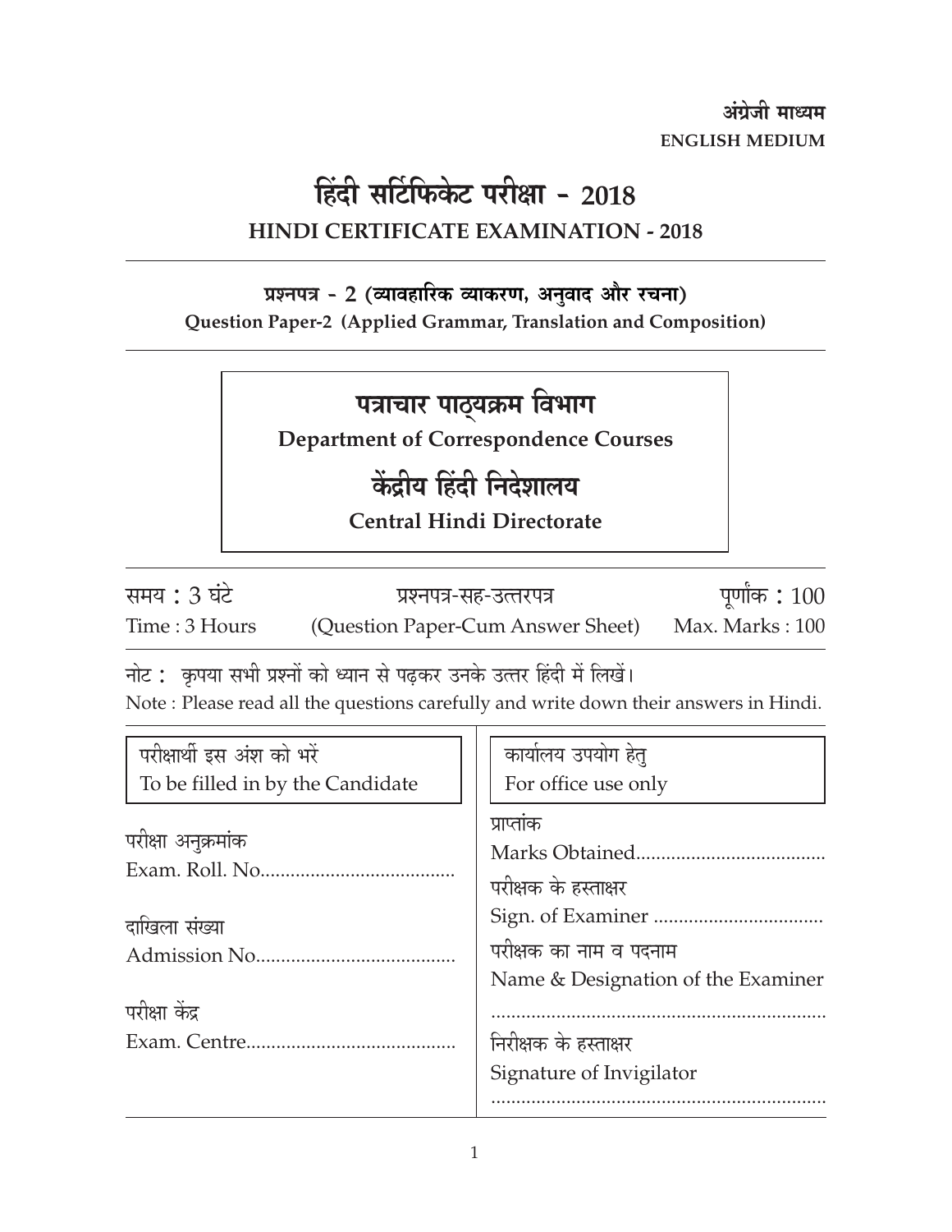अंग्रेजी माध्यम

**ENGLISH MEDIUM**

# हिंदी सर्टिफिकेट परीक्षा - 2018

## HINDI CERTIFICATE EXAMINATION - 2018

**प्रश्नपत्र - 2 (व्यावहारिक व्याकरण, अनुवाद और रचना)**

**Question Paper-2 (Applied Grammar, Translation and Composition)**

## पत्राचार पाठ्यक्रम विभाग

**Department of Correspondence Courses**

## केंद्रीय हिंदी निदेशालय

**Central Hindi Directorate**

| समय : 3 घंटे | प्रश्नपत्र-सह-उत्तरपत्र | पूर्णांक : 100 |
|---|---|---|
| Time : 3 Hours | (Question Paper-Cum Answer Sheet) | Max. Marks : 100 |

नोट : कृपया सभी प्रश्नों को ध्यान से पढ़कर उनके उत्तर हिंदी में लिखें।

Note : Please read all the questions carefully and write down their answers in Hindi.

| परीक्षार्थी इस अंश को भरें<br>To be filled in by the Candidate | कार्यालय उपयोग हेतु<br>For office use only |
|---|---|
| परीक्षा अनुक्रमांक<br>Exam. Roll. No...................................... | प्राप्तांक<br>Marks Obtained..................................... |
| दाखिला संख्या<br>Admission No....................................... | परीक्षक के हस्ताक्षर<br>Sign. of Examiner ................................. |
| परीक्षा केंद्र<br>Exam. Centre......................................... | परीक्षक का नाम व पदनाम<br>Name & Designation of the Examiner<br>.................................................................. |
| | निरीक्षक के हस्ताक्षर<br>Signature of Invigilator<br>.................................................................. |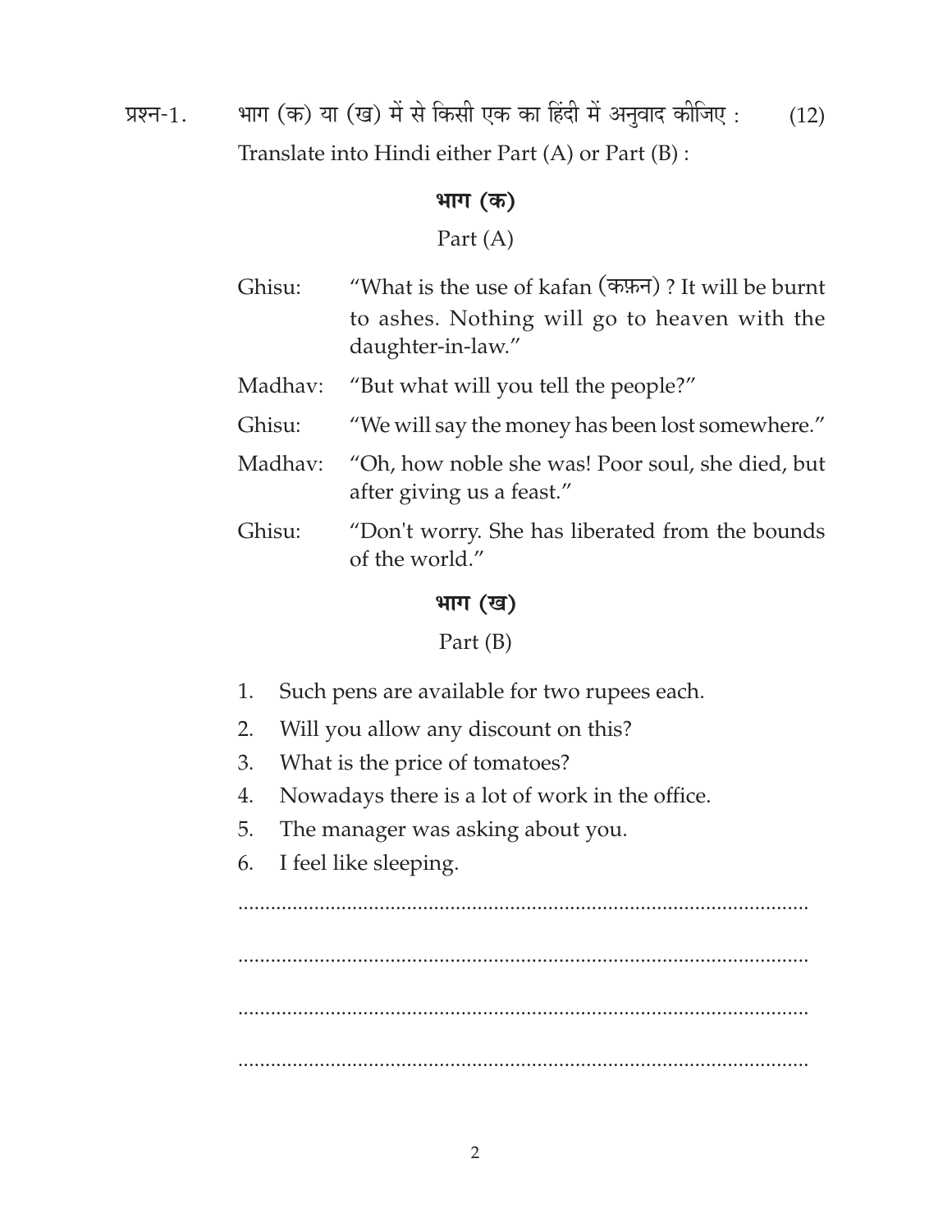प्रश्न-1. भाग (क) या (ख) में से किसी एक का हिंदी में अनुवाद कीजिए : (12)

Translate into Hindi either Part (A) or Part (B) :

### भाग (क)

### Part (A)

Ghisu: "What is the use of kafan (कफ़न) ? It will be burnt to ashes. Nothing will go to heaven with the daughter-in-law."

Madhav: "But what will you tell the people?"

Ghisu: "We will say the money has been lost somewhere."

Madhav: "Oh, how noble she was! Poor soul, she died, but after giving us a feast."

Ghisu: "Don't worry. She has liberated from the bounds of the world."

### भाग (ख)

### Part (B)

1. Such pens are available for two rupees each.
2. Will you allow any discount on this?
3. What is the price of tomatoes?
4. Nowadays there is a lot of work in the office.
5. The manager was asking about you.
6. I feel like sleeping.

..........................................................................................................

..........................................................................................................

..........................................................................................................

..........................................................................................................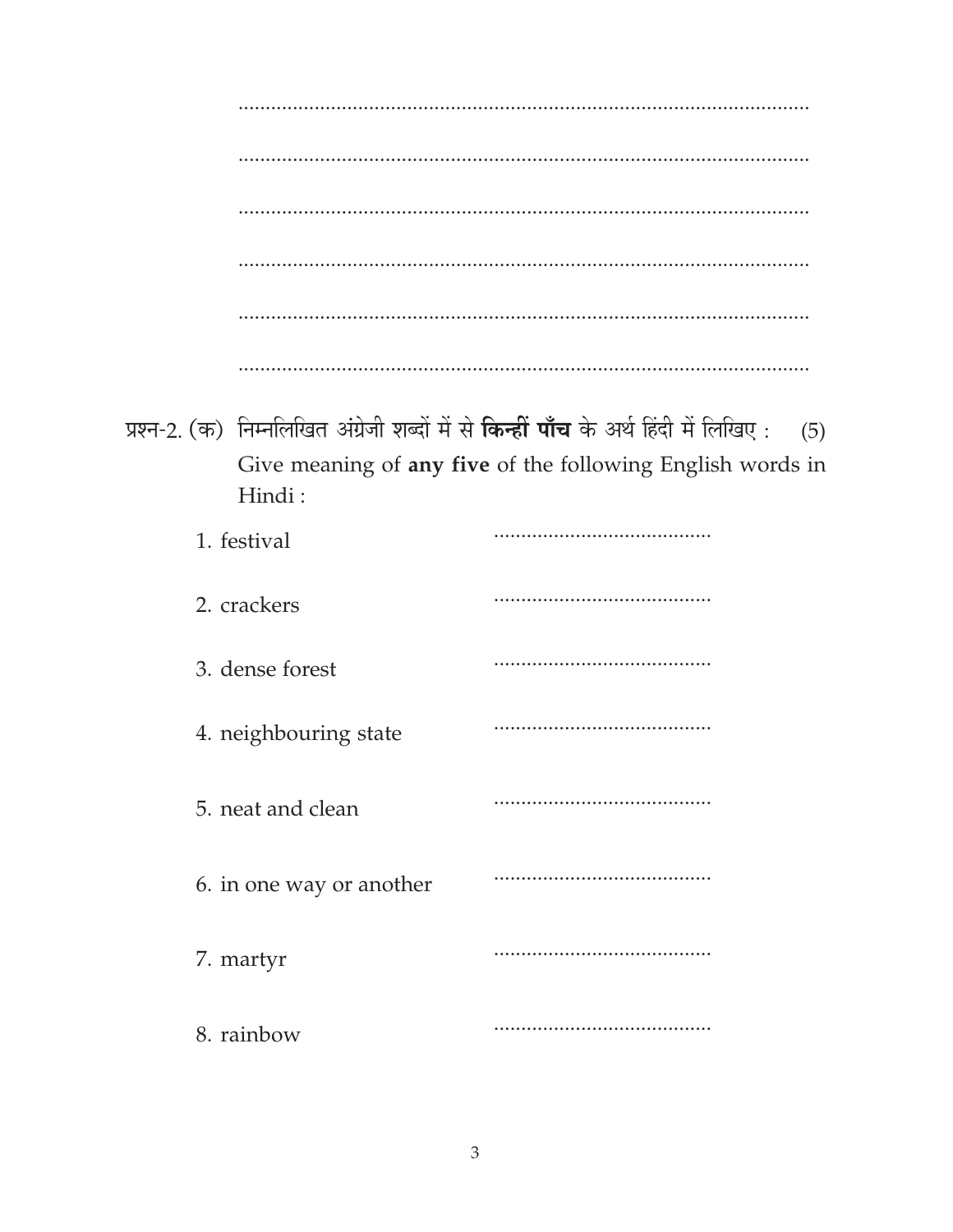..........................................................................................................

..........................................................................................................

..........................................................................................................

..........................................................................................................

..........................................................................................................

..........................................................................................................

प्रश्न-2. (क) निम्नलिखित अंग्रेजी शब्दों में से **किन्हीं पाँच** के अर्थ हिंदी में लिखिए : (5)

Give meaning of **any five** of the following English words in Hindi :

1. festival ........................................
2. crackers ........................................
3. dense forest ........................................
4. neighbouring state ........................................
5. neat and clean ........................................
6. in one way or another ........................................
7. martyr ........................................
8. rainbow ........................................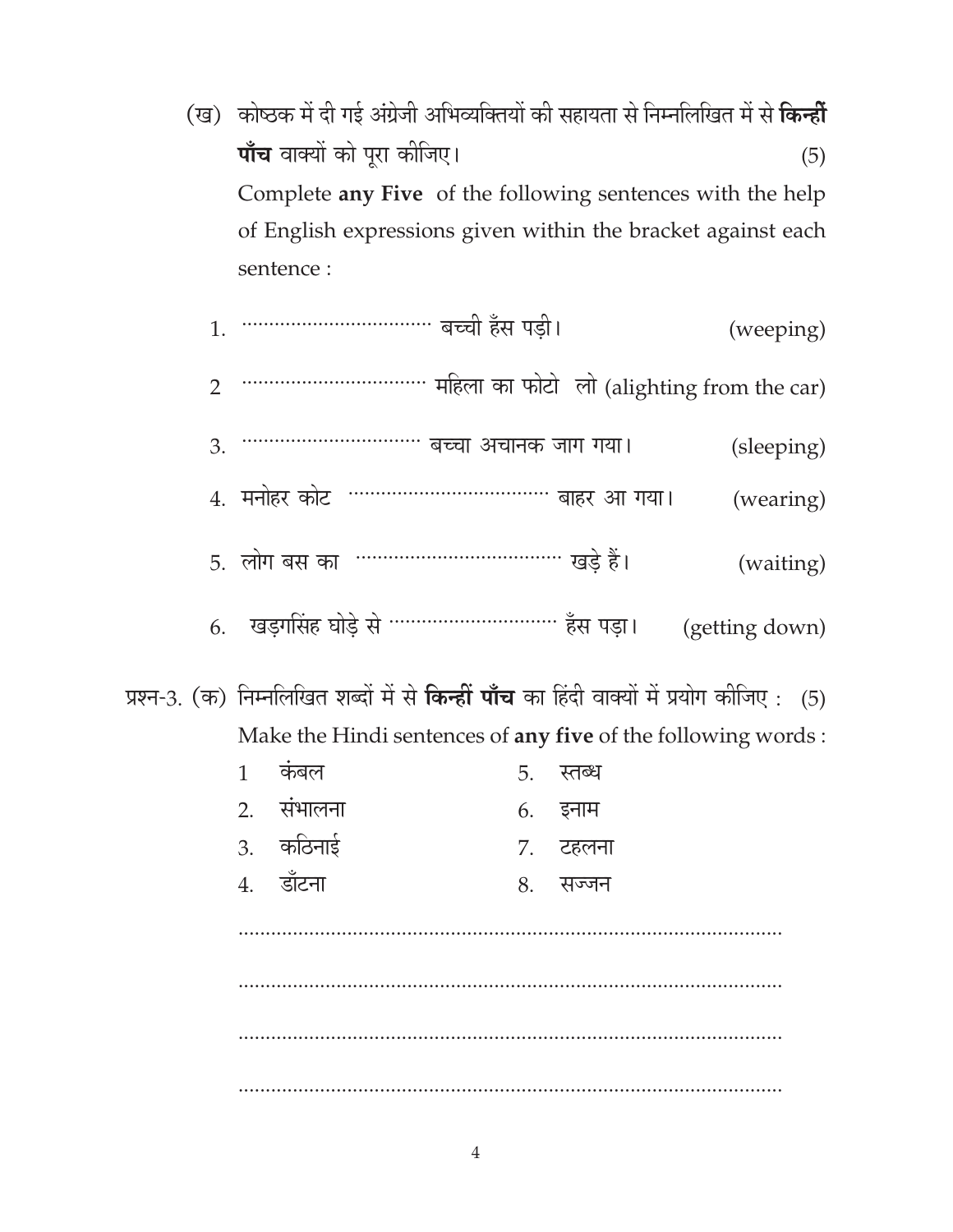(ख) कोष्ठक में दी गई अंग्रेजी अभिव्यक्तियों की सहायता से निम्नलिखित में से **किन्हीं पाँच** वाक्यों को पूरा कीजिए। (5)

Complete **any Five** of the following sentences with the help of English expressions given within the bracket against each sentence :

1. .................................. बच्ची हँस पड़ी। (weeping)
2. ................................. महिला का फोटो लो (alighting from the car)
3. ................................ बच्चा अचानक जाग गया। (sleeping)
4. मनोहर कोट .................................... बाहर आ गया। (wearing)
5. लोग बस का .................................... खड़े हैं। (waiting)
6. खड़गसिंह घोड़े से .............................. हँस पड़ा। (getting down)

प्रश्न-3. (क) निम्नलिखित शब्दों में से **किन्हीं पाँच** का हिंदी वाक्यों में प्रयोग कीजिए : (5)

Make the Hindi sentences of **any five** of the following words :

1. कंबल
2. संभालना
3. कठिनाई
4. डाँटना
5. स्तब्ध
6. इनाम
7. टहलना
8. सज्जन

....................................................................................................

....................................................................................................

....................................................................................................

....................................................................................................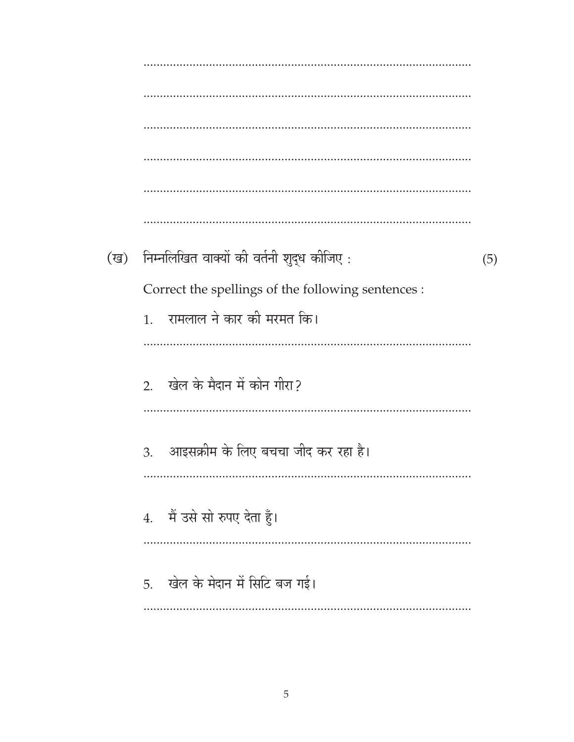.....................................................................................................

.....................................................................................................

.....................................................................................................

.....................................................................................................

.....................................................................................................

.....................................................................................................

(ख) निम्नलिखित वाक्यों की वर्तनी शुद्ध कीजिए : (5)

Correct the spellings of the following sentences :

1. रामलाल ने कार की मरमत कि।

.....................................................................................................

2. खेल के मैदान में कोन गीरा?

.....................................................................................................

3. आइसक्रीम के लिए बचचा जीद कर रहा है।

.....................................................................................................

4. मैं उसे सो रुपए देता हुँ।

.....................................................................................................

5. खेल के मेदान में सिटि बज गई।

.....................................................................................................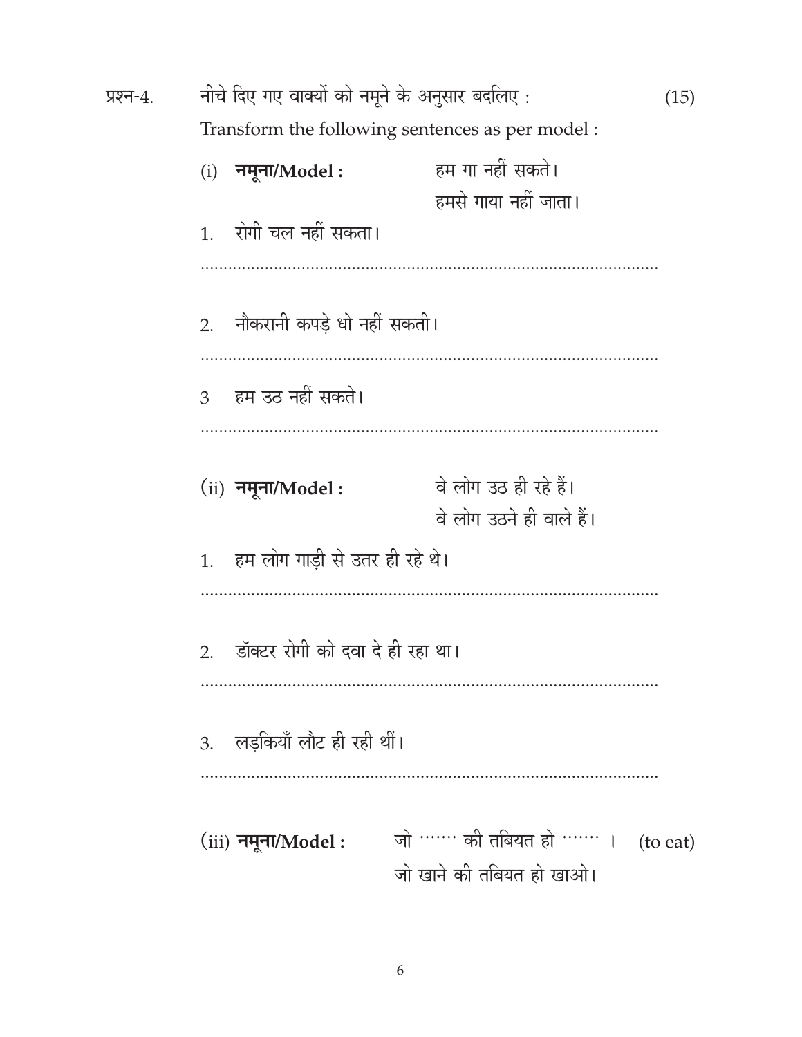प्रश्न-4. नीचे दिए गए वाक्यों को नमूने के अनुसार बदलिए : (15)

Transform the following sentences as per model :

(i) **नमूना/Model :** हम गा नहीं सकते।
हमसे गाया नहीं जाता।

1. रोगी चल नहीं सकता।

......................................................................................................

2. नौकरानी कपड़े धो नहीं सकती।

......................................................................................................

3 हम उठ नहीं सकते।

......................................................................................................

(ii) **नमूना/Model :** वे लोग उठ ही रहे हैं।
वे लोग उठने ही वाले हैं।

1. हम लोग गाड़ी से उतर ही रहे थे।

......................................................................................................

2. डॉक्टर रोगी को दवा दे ही रहा था।

......................................................................................................

3. लड़कियाँ लौट ही रही थीं।

......................................................................................................

(iii) **नमूना/Model :** जो ....... की तबियत हो ....... । (to eat)
जो खाने की तबियत हो खाओ।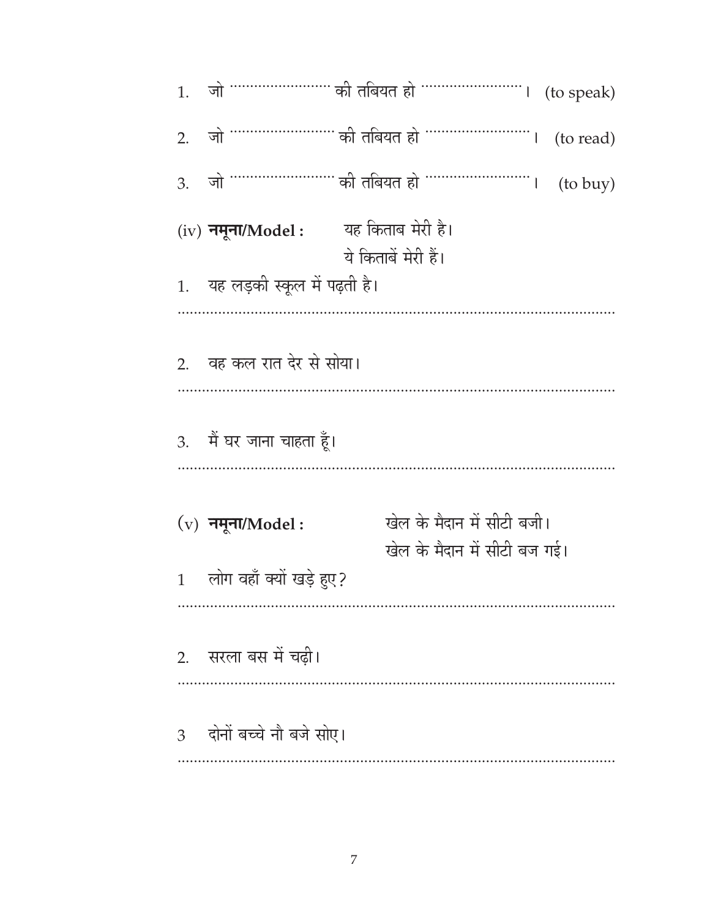1. जो ........................ की तबियत हो ........................ । (to speak)

2. जो ........................ की तबियत हो ........................ । (to read)

3. जो ........................ की तबियत हो ........................ । (to buy)

(iv) **नमूना/Model :** यह किताब मेरी है।
ये किताबें मेरी हैं।

1. यह लड़की स्कूल में पढ़ती है।

..........................................................................................................

2. वह कल रात देर से सोया।

..........................................................................................................

3. मैं घर जाना चाहता हूँ।

..........................................................................................................

(v) **नमूना/Model :** खेल के मैदान में सीटी बजी।
खेल के मैदान में सीटी बज गई।

1 लोग वहाँ क्यों खड़े हुए?

..........................................................................................................

2. सरला बस में चढ़ी।

..........................................................................................................

3 दोनों बच्चे नौ बजे सोए।

..........................................................................................................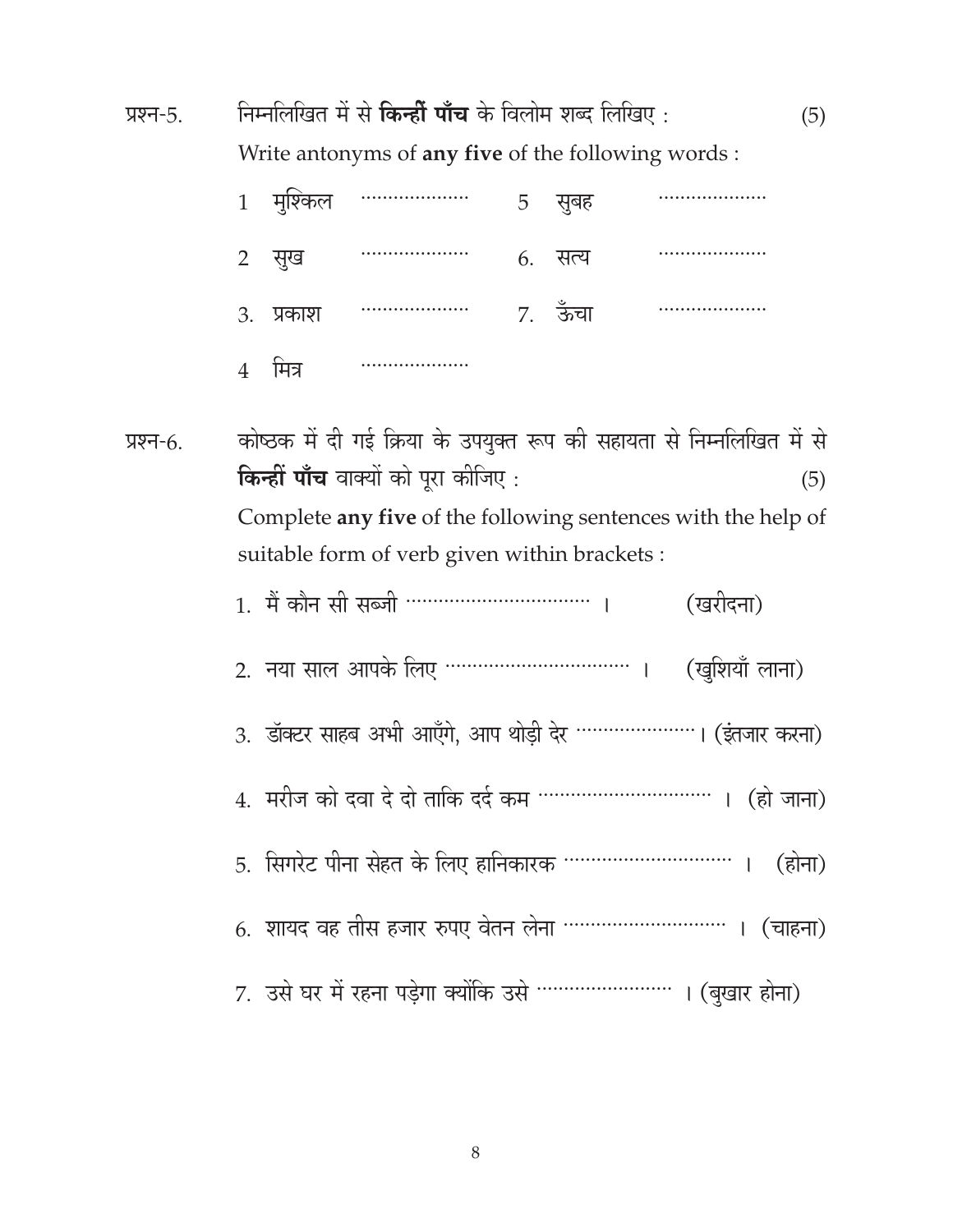प्रश्न-5. निम्नलिखित में से **किन्हीं पाँच** के विलोम शब्द लिखिए : (5)

Write antonyms of **any five** of the following words :

| | | | |
|---|---|---|---|
| 1 मुश्किल | .................... | 5 सुबह | .................... |
| 2 सुख | .................... | 6. सत्य | .................... |
| 3. प्रकाश | .................... | 7. ऊँचा | .................... |
| 4 मित्र | .................... | | |

प्रश्न-6. कोष्ठक में दी गई क्रिया के उपयुक्त रूप की सहायता से निम्नलिखित में से **किन्हीं पाँच** वाक्यों को पूरा कीजिए : (5)

Complete **any five** of the following sentences with the help of suitable form of verb given within brackets :

1. मैं कौन सी सब्जी .................................. । (खरीदना)
2. नया साल आपके लिए .................................. । (खुशियाँ लाना)
3. डॉक्टर साहब अभी आएँगे, आप थोड़ी देर ...................... । (इंतजार करना)
4. मरीज को दवा दे दो ताकि दर्द कम ................................ । (हो जाना)
5. सिगरेट पीना सेहत के लिए हानिकारक ............................... । (होना)
6. शायद वह तीस हजार रुपए वेतन लेना .............................. । (चाहना)
7. उसे घर में रहना पड़ेगा क्योंकि उसे ......................... । (बुखार होना)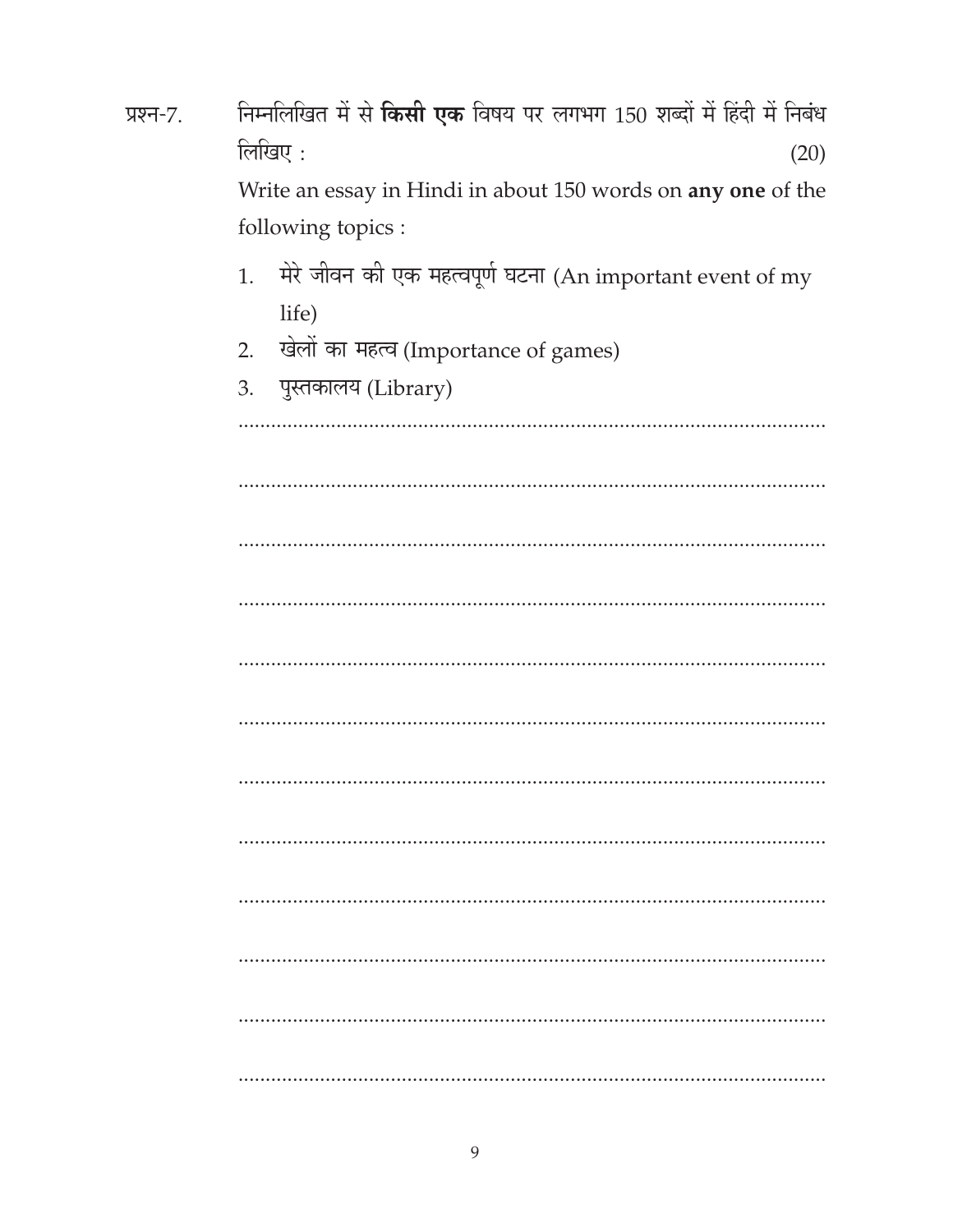प्रश्न-7. निम्नलिखित में से **किसी एक** विषय पर लगभग 150 शब्दों में हिंदी में निबंध लिखिए : (20)

Write an essay in Hindi in about 150 words on **any one** of the following topics :

1. मेरे जीवन की एक महत्वपूर्ण घटना (An important event of my life)
2. खेलों का महत्व (Importance of games)
3. पुस्तकालय (Library)

.............................................................................................................

.............................................................................................................

.............................................................................................................

.............................................................................................................

.............................................................................................................

.............................................................................................................

.............................................................................................................

.............................................................................................................

.............................................................................................................

.............................................................................................................

.............................................................................................................

.............................................................................................................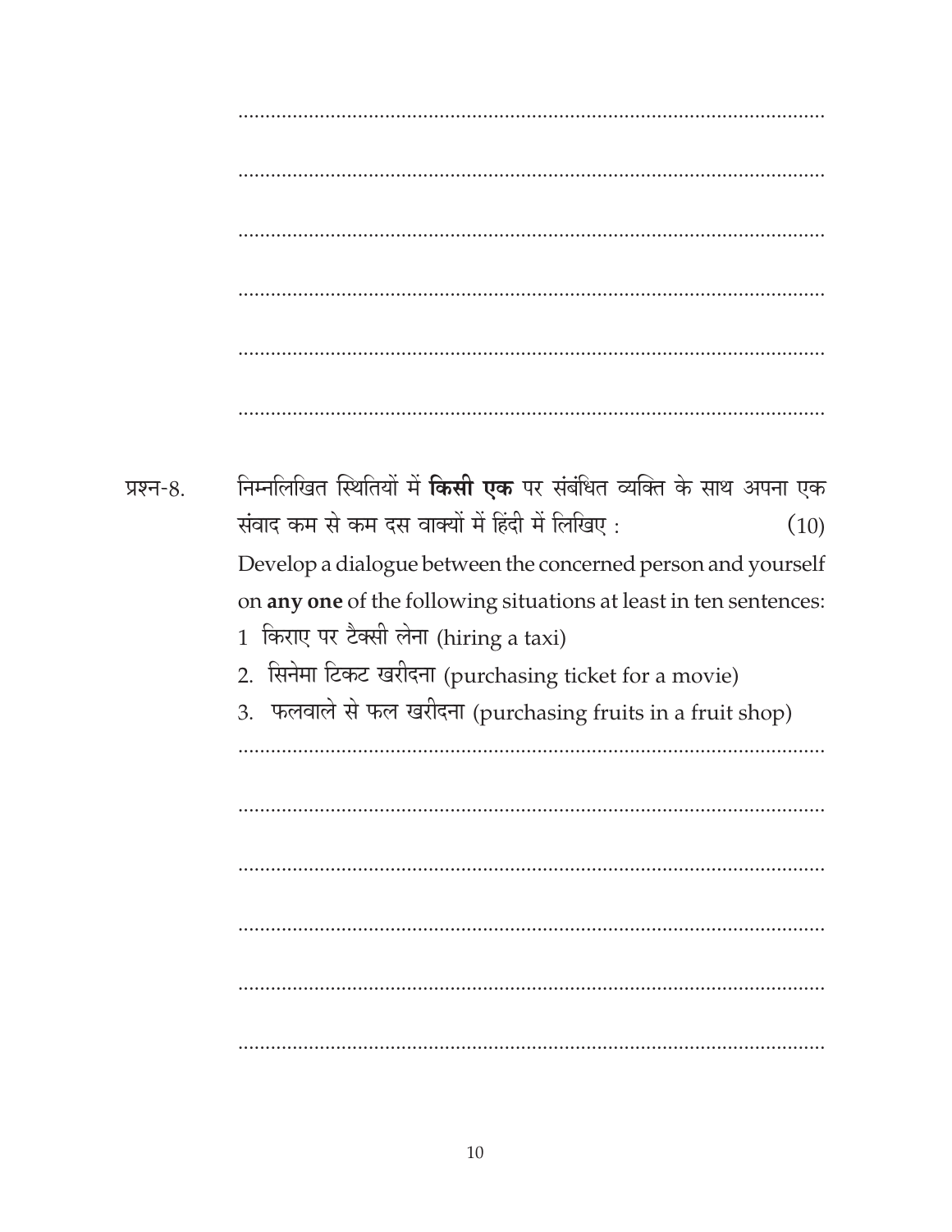प्रश्न-8. निम्नलिखित स्थितियों में **किसी एक** पर संबंधित व्यक्ति के साथ अपना एक संवाद कम से कम दस वाक्यों में हिंदी में लिखिए : (10)

Develop a dialogue between the concerned person and yourself on **any one** of the following situations at least in ten sentences:

1 किराए पर टैक्सी लेना (hiring a taxi)

2. सिनेमा टिकट खरीदना (purchasing ticket for a movie)

3. फलवाले से फल खरीदना (purchasing fruits in a fruit shop)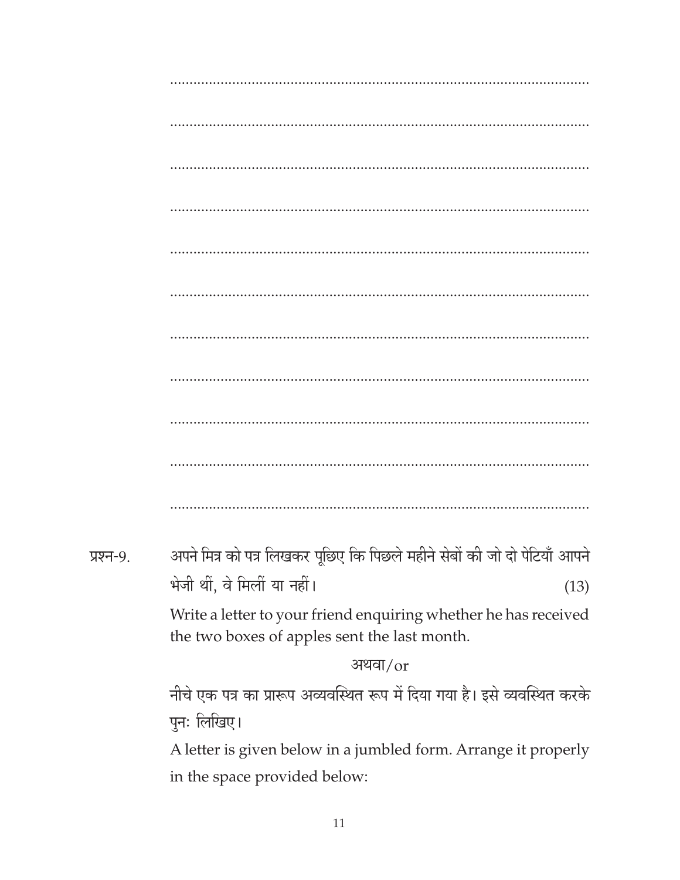...........................................................................................................

...........................................................................................................

...........................................................................................................

...........................................................................................................

...........................................................................................................

...........................................................................................................

...........................................................................................................

...........................................................................................................

...........................................................................................................

...........................................................................................................

...........................................................................................................

**प्रश्न-9.** अपने मित्र को पत्र लिखकर पूछिए कि पिछले महीने सेबों की जो दो पेटियाँ आपने भेजी थीं, वे मिलीं या नहीं। (13)

Write a letter to your friend enquiring whether he has received the two boxes of apples sent the last month.

अथवा/or

नीचे एक पत्र का प्रारूप अव्यवस्थित रूप में दिया गया है। इसे व्यवस्थित करके पुनः लिखिए।

A letter is given below in a jumbled form. Arrange it properly in the space provided below: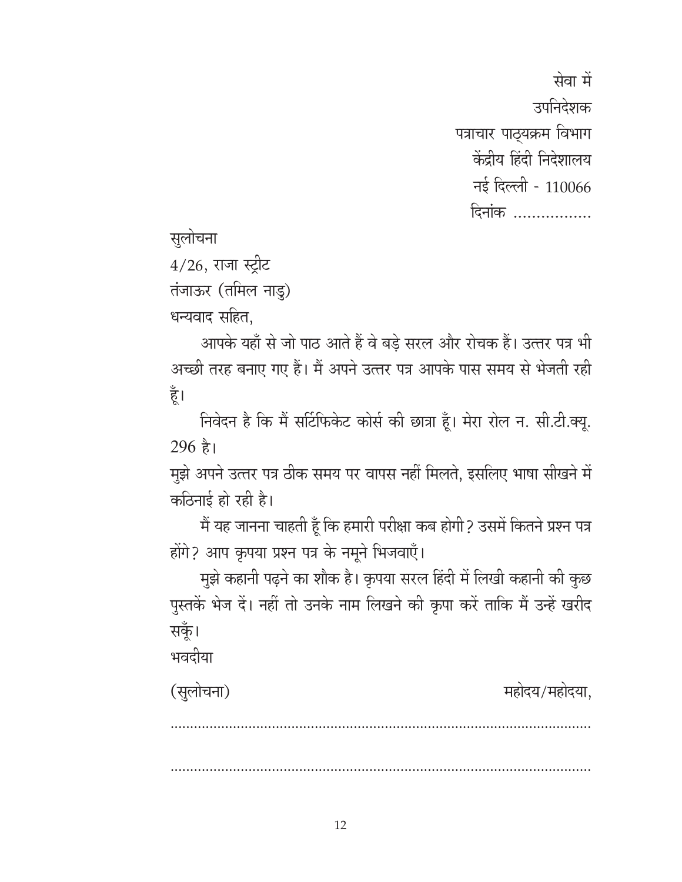सेवा में

उपनिदेशक

पत्राचार पाठ्यक्रम विभाग

केंद्रीय हिंदी निदेशालय

नई दिल्ली - 110066

दिनांक ................

सुलोचना

4/26, राजा स्ट्रीट

तंजाऊर (तमिल नाडु)

धन्यवाद सहित,

आपके यहाँ से जो पाठ आते हैं वे बड़े सरल और रोचक हैं। उत्तर पत्र भी अच्छी तरह बनाए गए हैं। मैं अपने उत्तर पत्र आपके पास समय से भेजती रही हूँ।

निवेदन है कि मैं सर्टिफिकेट कोर्स की छात्रा हूँ। मेरा रोल न. सी.टी.क्यू. 296 है।

मुझे अपने उत्तर पत्र ठीक समय पर वापस नहीं मिलते, इसलिए भाषा सीखने में कठिनाई हो रही है।

मैं यह जानना चाहती हूँ कि हमारी परीक्षा कब होगी? उसमें कितने प्रश्न पत्र होंगे? आप कृपया प्रश्न पत्र के नमूने भिजवाएँ।

मुझे कहानी पढ़ने का शौक है। कृपया सरल हिंदी में लिखी कहानी की कुछ पुस्तकें भेज दें। नहीं तो उनके नाम लिखने की कृपा करें ताकि मैं उन्हें खरीद सकूँ।

भवदीया

(सुलोचना) महोदय/महोदया,

..................................................................................................

..................................................................................................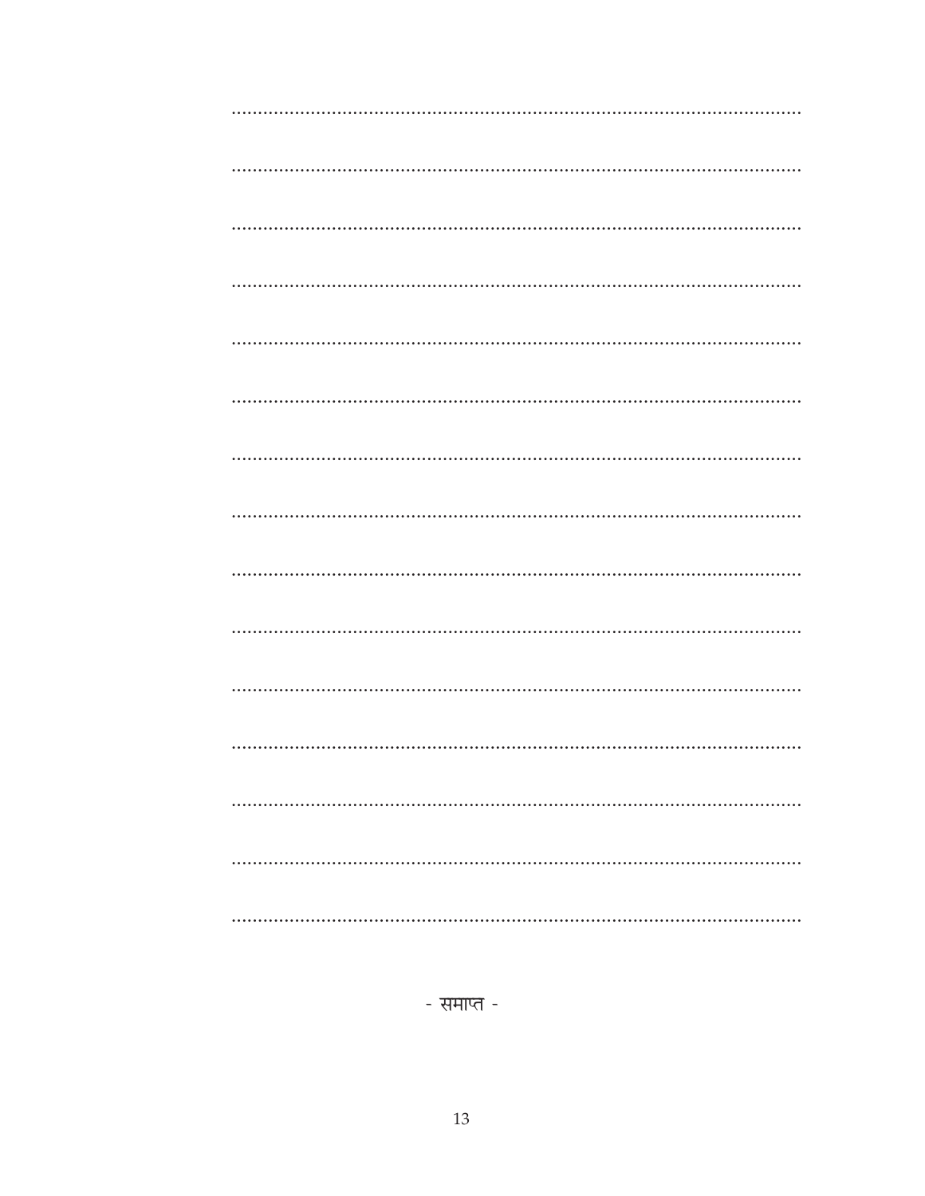- समाप्त -